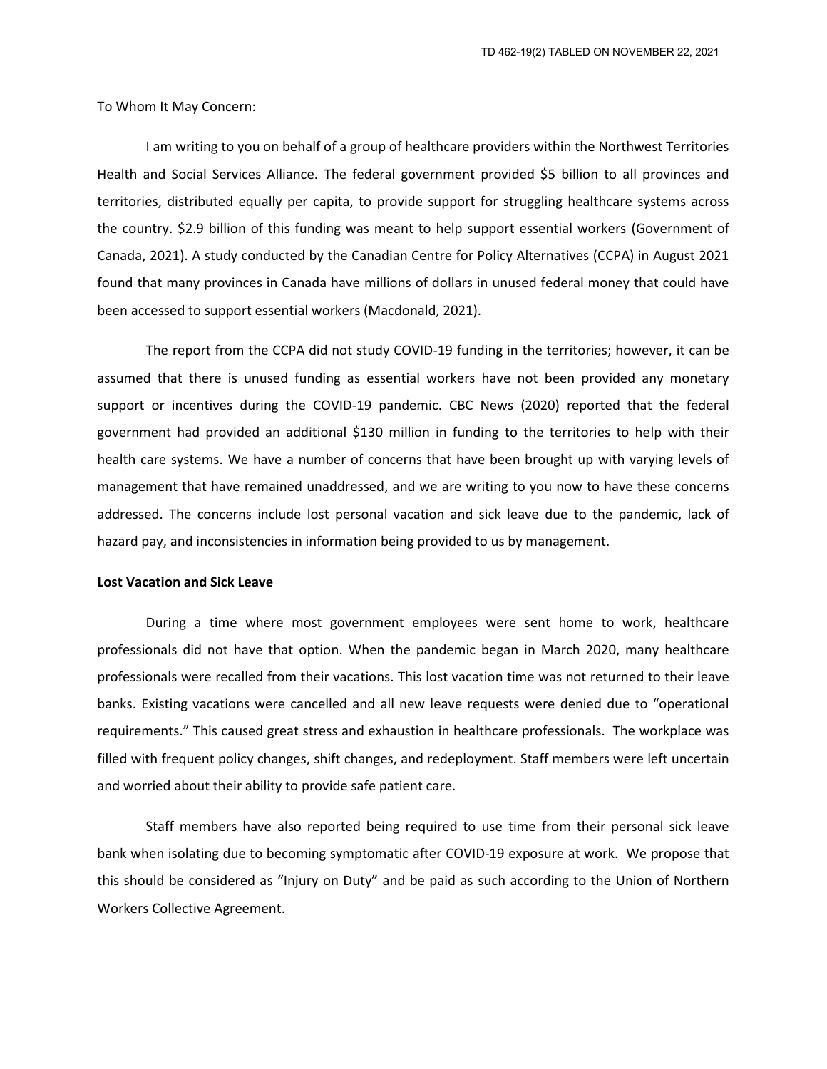To Whom It May Concern:

I am writing to you on behalf of a group of healthcare providers within the Northwest Territories Health and Social Services Alliance. The federal government provided $5 billion to all provinces and territories, distributed equally per capita, to provide support for struggling healthcare systems across the country. $2.9 billion of this funding was meant to help support essential workers (Government of Canada, 2021). A study conducted by the Canadian Centre for Policy Alternatives (CCPA) in August 2021 found that many provinces in Canada have millions of dollars in unused federal money that could have been accessed to support essential workers (Macdonald, 2021).

The report from the CCPA did not study COVID-19 funding in the territories; however, it can be assumed that there is unused funding as essential workers have not been provided any monetary support or incentives during the COVID-19 pandemic. CBC News (2020) reported that the federal government had provided an additional $130 million in funding to the territories to help with their health care systems. We have a number of concerns that have been brought up with varying levels of management that have remained unaddressed, and we are writing to you now to have these concerns addressed. The concerns include lost personal vacation and sick leave due to the pandemic, lack of hazard pay, and inconsistencies in information being provided to us by management.

## Lost Vacation and Sick Leave

During a time where most government employees were sent home to work, healthcare professionals did not have that option. When the pandemic began in March 2020, many healthcare professionals were recalled from their vacations. This lost vacation time was not returned to their leave banks. Existing vacations were cancelled and all new leave requests were denied due to "operational requirements." This caused great stress and exhaustion in healthcare professionals. The workplace was filled with frequent policy changes, shift changes, and redeployment. Staff members were left uncertain and worried about their ability to provide safe patient care.

Staff members have also reported being required to use time from their personal sick leave bank when isolating due to becoming symptomatic after COVID-19 exposure at work. We propose that this should be considered as "Injury on Duty" and be paid as such according to the Union of Northern Workers Collective Agreement.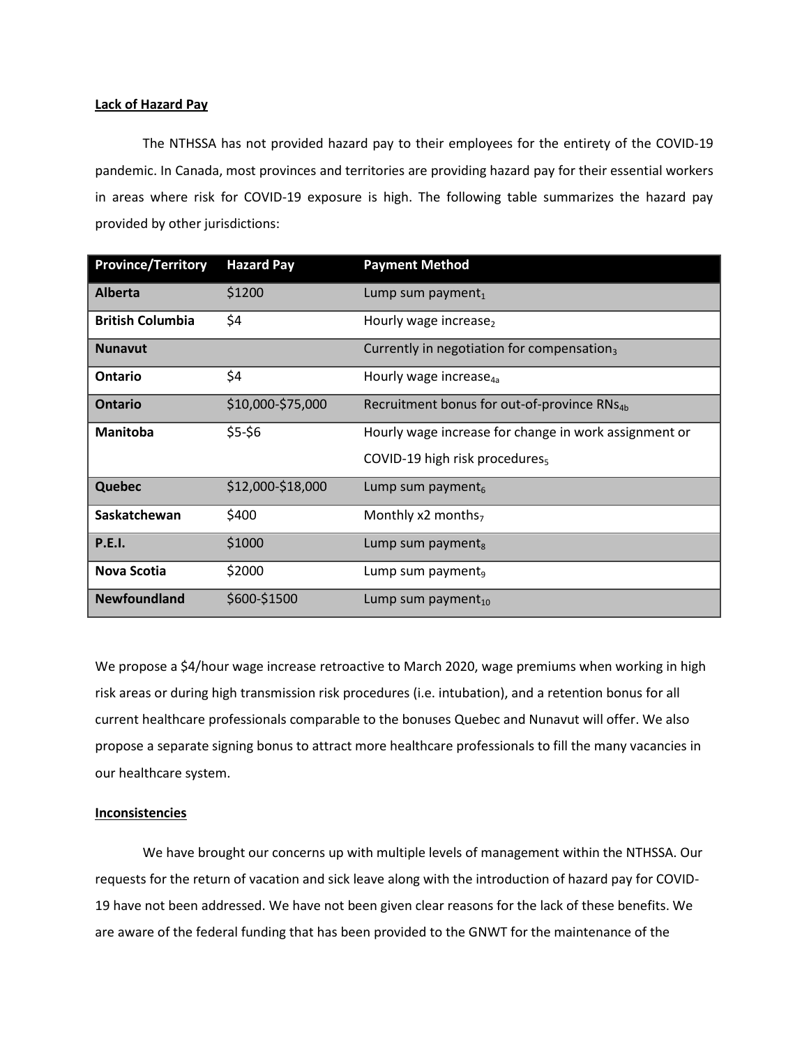**Lack of Hazard Pay**

The NTHSSA has not provided hazard pay to their employees for the entirety of the COVID-19 pandemic. In Canada, most provinces and territories are providing hazard pay for their essential workers in areas where risk for COVID-19 exposure is high. The following table summarizes the hazard pay provided by other jurisdictions:

| Province/Territory | Hazard Pay | Payment Method |
|---|---|---|
| **Alberta** | $1200 | Lump sum payment[1] |
| **British Columbia** | $4 | Hourly wage increase[2] |
| **Nunavut** | | Currently in negotiation for compensation[3] |
| **Ontario** | $4 | Hourly wage increase[4a] |
| **Ontario** | $10,000-$75,000 | Recruitment bonus for out-of-province RNs[4b] |
| **Manitoba** | $5-$6 | Hourly wage increase for change in work assignment or COVID-19 high risk procedures[5] |
| **Quebec** | $12,000-$18,000 | Lump sum payment[6] |
| **Saskatchewan** | $400 | Monthly x2 months[7] |
| **P.E.I.** | $1000 | Lump sum payment[8] |
| **Nova Scotia** | $2000 | Lump sum payment[9] |
| **Newfoundland** | $600-$1500 | Lump sum payment[10] |

We propose a $4/hour wage increase retroactive to March 2020, wage premiums when working in high risk areas or during high transmission risk procedures (i.e. intubation), and a retention bonus for all current healthcare professionals comparable to the bonuses Quebec and Nunavut will offer. We also propose a separate signing bonus to attract more healthcare professionals to fill the many vacancies in our healthcare system.

**Inconsistencies**

We have brought our concerns up with multiple levels of management within the NTHSSA. Our requests for the return of vacation and sick leave along with the introduction of hazard pay for COVID-19 have not been addressed. We have not been given clear reasons for the lack of these benefits. We are aware of the federal funding that has been provided to the GNWT for the maintenance of the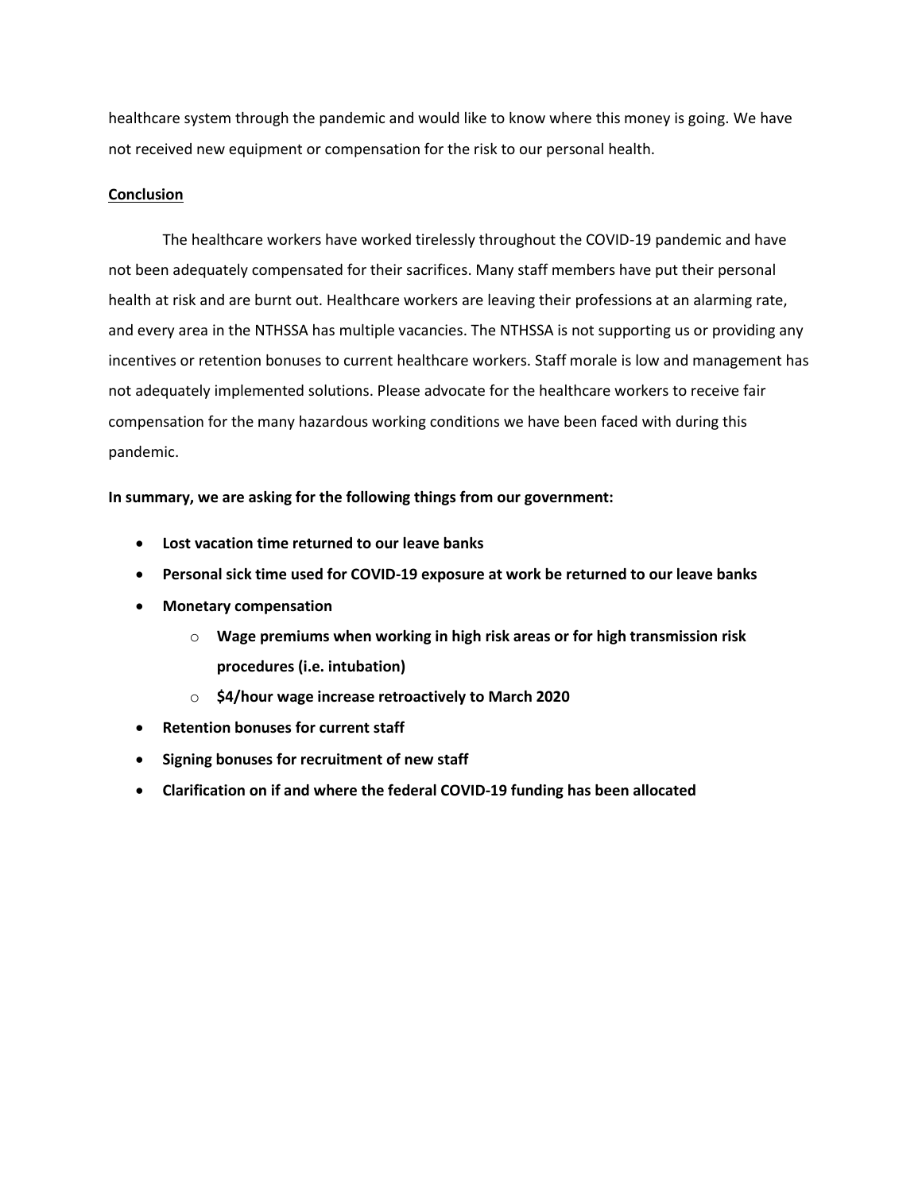healthcare system through the pandemic and would like to know where this money is going. We have not received new equipment or compensation for the risk to our personal health.

## Conclusion

The healthcare workers have worked tirelessly throughout the COVID-19 pandemic and have not been adequately compensated for their sacrifices. Many staff members have put their personal health at risk and are burnt out. Healthcare workers are leaving their professions at an alarming rate, and every area in the NTHSSA has multiple vacancies. The NTHSSA is not supporting us or providing any incentives or retention bonuses to current healthcare workers. Staff morale is low and management has not adequately implemented solutions. Please advocate for the healthcare workers to receive fair compensation for the many hazardous working conditions we have been faced with during this pandemic.

**In summary, we are asking for the following things from our government:**

- **Lost vacation time returned to our leave banks**
- **Personal sick time used for COVID-19 exposure at work be returned to our leave banks**
- **Monetary compensation**
  - **Wage premiums when working in high risk areas or for high transmission risk procedures (i.e. intubation)**
  - **$4/hour wage increase retroactively to March 2020**
- **Retention bonuses for current staff**
- **Signing bonuses for recruitment of new staff**
- **Clarification on if and where the federal COVID-19 funding has been allocated**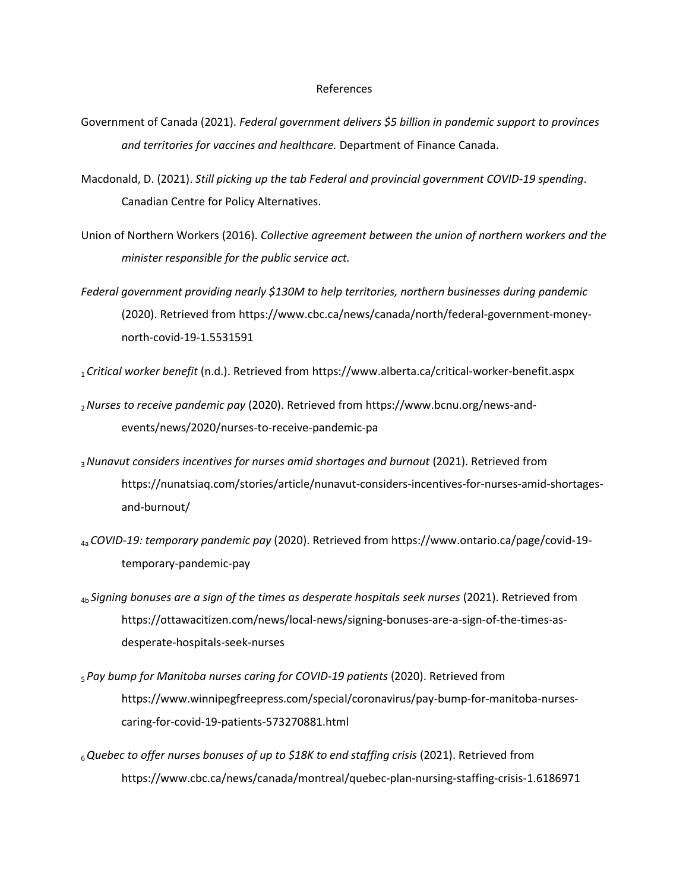# References

Government of Canada (2021). *Federal government delivers $5 billion in pandemic support to provinces and territories for vaccines and healthcare.* Department of Finance Canada.

Macdonald, D. (2021). *Still picking up the tab Federal and provincial government COVID-19 spending*. Canadian Centre for Policy Alternatives.

Union of Northern Workers (2016). *Collective agreement between the union of northern workers and the minister responsible for the public service act.*

*Federal government providing nearly $130M to help territories, northern businesses during pandemic* (2020). Retrieved from https://www.cbc.ca/news/canada/north/federal-government-money-north-covid-19-1.5531591

[1] *Critical worker benefit* (n.d.). Retrieved from https://www.alberta.ca/critical-worker-benefit.aspx

[2] *Nurses to receive pandemic pay* (2020). Retrieved from https://www.bcnu.org/news-and-events/news/2020/nurses-to-receive-pandemic-pa

[3] *Nunavut considers incentives for nurses amid shortages and burnout* (2021). Retrieved from https://nunatsiaq.com/stories/article/nunavut-considers-incentives-for-nurses-amid-shortages-and-burnout/

[4a] *COVID-19: temporary pandemic pay* (2020). Retrieved from https://www.ontario.ca/page/covid-19-temporary-pandemic-pay

[4b] *Signing bonuses are a sign of the times as desperate hospitals seek nurses* (2021). Retrieved from https://ottawacitizen.com/news/local-news/signing-bonuses-are-a-sign-of-the-times-as-desperate-hospitals-seek-nurses

[5] *Pay bump for Manitoba nurses caring for COVID-19 patients* (2020). Retrieved from https://www.winnipegfreepress.com/special/coronavirus/pay-bump-for-manitoba-nurses-caring-for-covid-19-patients-573270881.html

[6] *Quebec to offer nurses bonuses of up to $18K to end staffing crisis* (2021). Retrieved from https://www.cbc.ca/news/canada/montreal/quebec-plan-nursing-staffing-crisis-1.6186971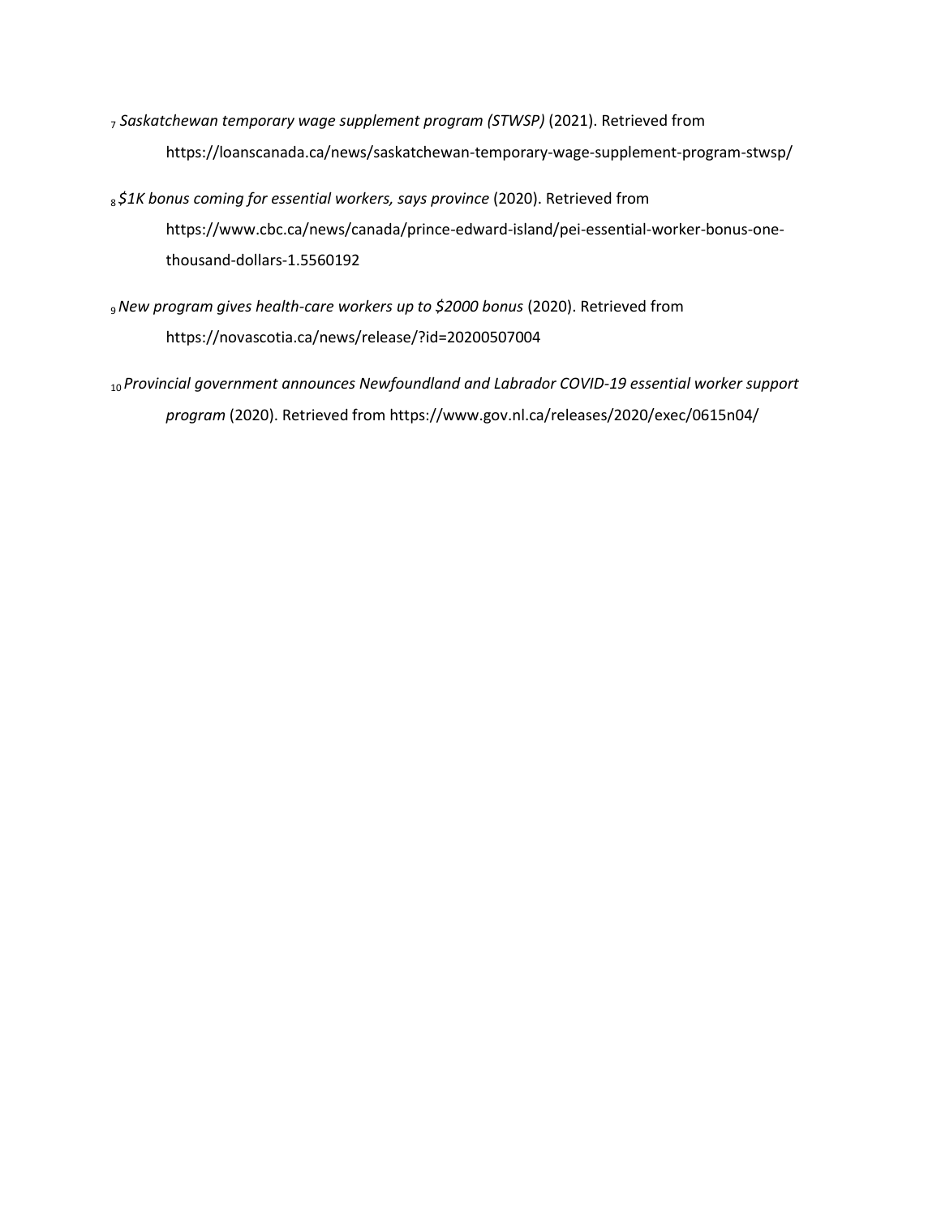[7] *Saskatchewan temporary wage supplement program (STWSP)* (2021). Retrieved from https://loanscanada.ca/news/saskatchewan-temporary-wage-supplement-program-stwsp/

[8] *$1K bonus coming for essential workers, says province* (2020). Retrieved from https://www.cbc.ca/news/canada/prince-edward-island/pei-essential-worker-bonus-one-thousand-dollars-1.5560192

[9] *New program gives health-care workers up to $2000 bonus* (2020). Retrieved from https://novascotia.ca/news/release/?id=20200507004

[10] *Provincial government announces Newfoundland and Labrador COVID-19 essential worker support program* (2020). Retrieved from https://www.gov.nl.ca/releases/2020/exec/0615n04/